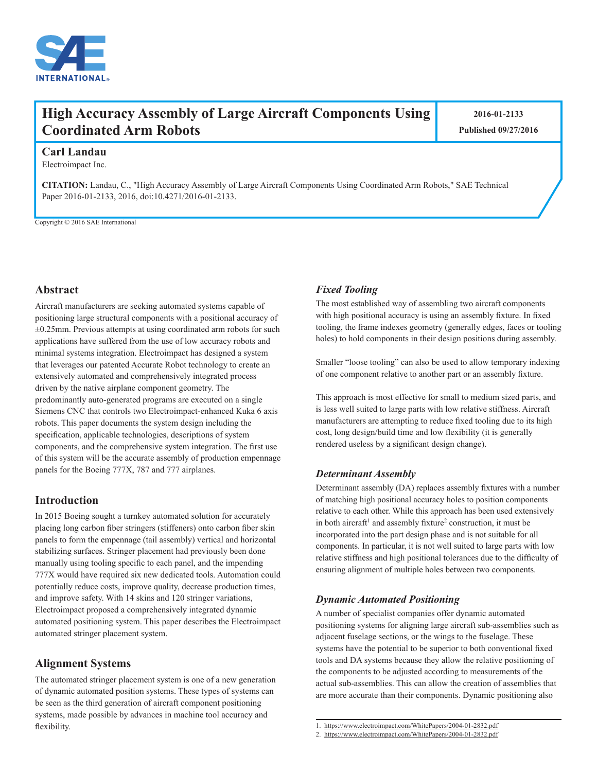# High Accuracy Assembly of Large Aircraft Components Using Coordinated Arm Robots

2016-01-2133

Published 09/27/2016

**Carl Landau**
Electroimpact Inc.

**CITATION:** Landau, C., "High Accuracy Assembly of Large Aircraft Components Using Coordinated Arm Robots," SAE Technical Paper 2016-01-2133, 2016, doi:10.4271/2016-01-2133.

Copyright © 2016 SAE International

## Abstract

Aircraft manufacturers are seeking automated systems capable of positioning large structural components with a positional accuracy of ±0.25mm. Previous attempts at using coordinated arm robots for such applications have suffered from the use of low accuracy robots and minimal systems integration. Electroimpact has designed a system that leverages our patented Accurate Robot technology to create an extensively automated and comprehensively integrated process driven by the native airplane component geometry. The predominantly auto-generated programs are executed on a single Siemens CNC that controls two Electroimpact-enhanced Kuka 6 axis robots. This paper documents the system design including the specification, applicable technologies, descriptions of system components, and the comprehensive system integration. The first use of this system will be the accurate assembly of production empennage panels for the Boeing 777X, 787 and 777 airplanes.

## Introduction

In 2015 Boeing sought a turnkey automated solution for accurately placing long carbon fiber stringers (stiffeners) onto carbon fiber skin panels to form the empennage (tail assembly) vertical and horizontal stabilizing surfaces. Stringer placement had previously been done manually using tooling specific to each panel, and the impending 777X would have required six new dedicated tools. Automation could potentially reduce costs, improve quality, decrease production times, and improve safety. With 14 skins and 120 stringer variations, Electroimpact proposed a comprehensively integrated dynamic automated positioning system. This paper describes the Electroimpact automated stringer placement system.

## Alignment Systems

The automated stringer placement system is one of a new generation of dynamic automated position systems. These types of systems can be seen as the third generation of aircraft component positioning systems, made possible by advances in machine tool accuracy and flexibility.

### *Fixed Tooling*

The most established way of assembling two aircraft components with high positional accuracy is using an assembly fixture. In fixed tooling, the frame indexes geometry (generally edges, faces or tooling holes) to hold components in their design positions during assembly.

Smaller "loose tooling" can also be used to allow temporary indexing of one component relative to another part or an assembly fixture.

This approach is most effective for small to medium sized parts, and is less well suited to large parts with low relative stiffness. Aircraft manufacturers are attempting to reduce fixed tooling due to its high cost, long design/build time and low flexibility (it is generally rendered useless by a significant design change).

### *Determinant Assembly*

Determinant assembly (DA) replaces assembly fixtures with a number of matching high positional accuracy holes to position components relative to each other. While this approach has been used extensively in both aircraft[1] and assembly fixture[2] construction, it must be incorporated into the part design phase and is not suitable for all components. In particular, it is not well suited to large parts with low relative stiffness and high positional tolerances due to the difficulty of ensuring alignment of multiple holes between two components.

### *Dynamic Automated Positioning*

A number of specialist companies offer dynamic automated positioning systems for aligning large aircraft sub-assemblies such as adjacent fuselage sections, or the wings to the fuselage. These systems have the potential to be superior to both conventional fixed tools and DA systems because they allow the relative positioning of the components to be adjusted according to measurements of the actual sub-assemblies. This can allow the creation of assemblies that are more accurate than their components. Dynamic positioning also

1. https://www.electroimpact.com/WhitePapers/2004-01-2832.pdf
2. https://www.electroimpact.com/WhitePapers/2004-01-2832.pdf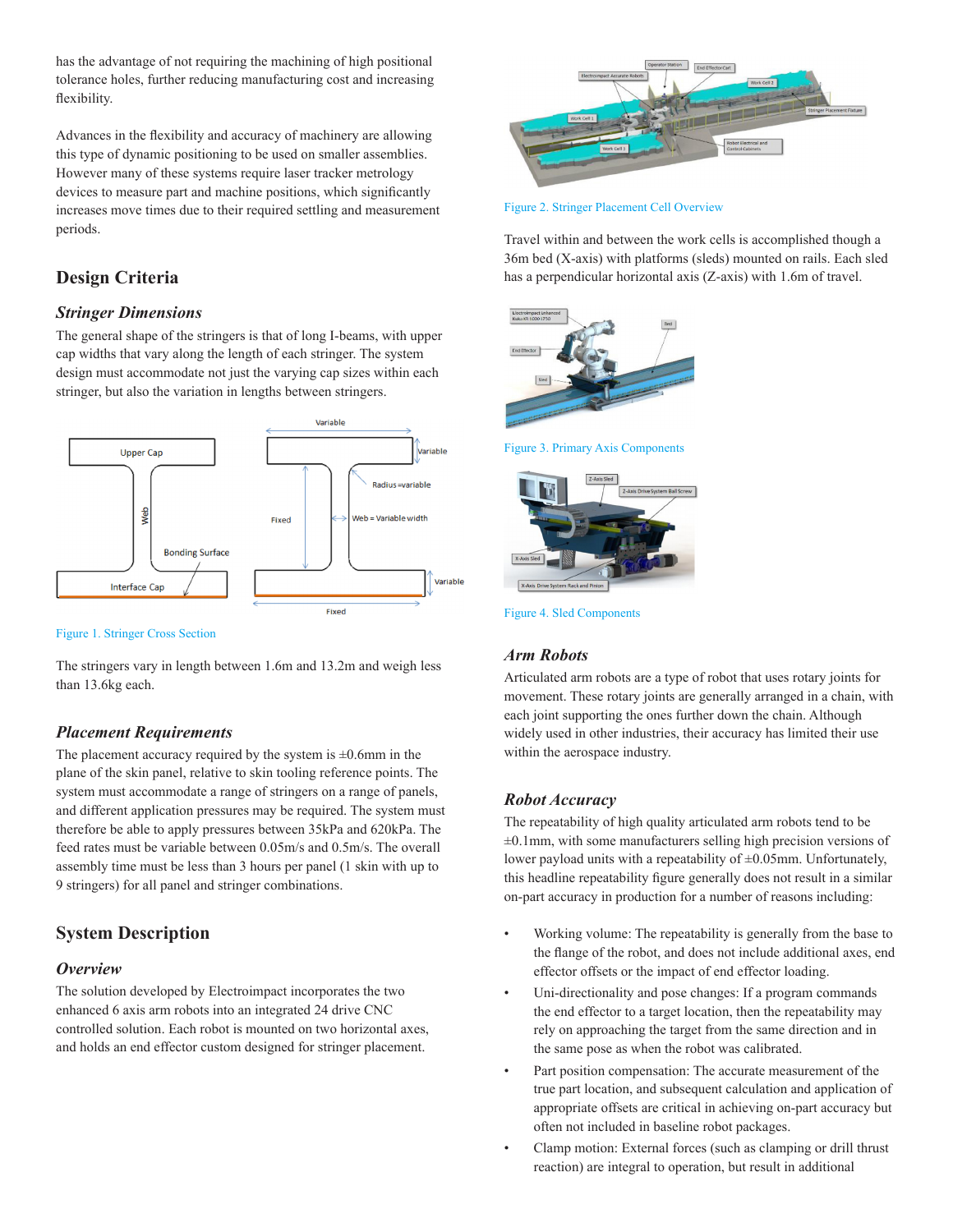has the advantage of not requiring the machining of high positional tolerance holes, further reducing manufacturing cost and increasing flexibility.

Advances in the flexibility and accuracy of machinery are allowing this type of dynamic positioning to be used on smaller assemblies. However many of these systems require laser tracker metrology devices to measure part and machine positions, which significantly increases move times due to their required settling and measurement periods.

## Design Criteria

### Stringer Dimensions

The general shape of the stringers is that of long I-beams, with upper cap widths that vary along the length of each stringer. The system design must accommodate not just the varying cap sizes within each stringer, but also the variation in lengths between stringers.

Figure 1. Stringer Cross Section

The stringers vary in length between 1.6m and 13.2m and weigh less than 13.6kg each.

### Placement Requirements

The placement accuracy required by the system is ±0.6mm in the plane of the skin panel, relative to skin tooling reference points. The system must accommodate a range of stringers on a range of panels, and different application pressures may be required. The system must therefore be able to apply pressures between 35kPa and 620kPa. The feed rates must be variable between 0.05m/s and 0.5m/s. The overall assembly time must be less than 3 hours per panel (1 skin with up to 9 stringers) for all panel and stringer combinations.

## System Description

### Overview

The solution developed by Electroimpact incorporates the two enhanced 6 axis arm robots into an integrated 24 drive CNC controlled solution. Each robot is mounted on two horizontal axes, and holds an end effector custom designed for stringer placement.

Figure 2. Stringer Placement Cell Overview

Travel within and between the work cells is accomplished though a 36m bed (X-axis) with platforms (sleds) mounted on rails. Each sled has a perpendicular horizontal axis (Z-axis) with 1.6m of travel.

Figure 3. Primary Axis Components

Figure 4. Sled Components

### Arm Robots

Articulated arm robots are a type of robot that uses rotary joints for movement. These rotary joints are generally arranged in a chain, with each joint supporting the ones further down the chain. Although widely used in other industries, their accuracy has limited their use within the aerospace industry.

### Robot Accuracy

The repeatability of high quality articulated arm robots tend to be ±0.1mm, with some manufacturers selling high precision versions of lower payload units with a repeatability of ±0.05mm. Unfortunately, this headline repeatability figure generally does not result in a similar on-part accuracy in production for a number of reasons including:

- Working volume: The repeatability is generally from the base to the flange of the robot, and does not include additional axes, end effector offsets or the impact of end effector loading.
- Uni-directionality and pose changes: If a program commands the end effector to a target location, then the repeatability may rely on approaching the target from the same direction and in the same pose as when the robot was calibrated.
- Part position compensation: The accurate measurement of the true part location, and subsequent calculation and application of appropriate offsets are critical in achieving on-part accuracy but often not included in baseline robot packages.
- Clamp motion: External forces (such as clamping or drill thrust reaction) are integral to operation, but result in additional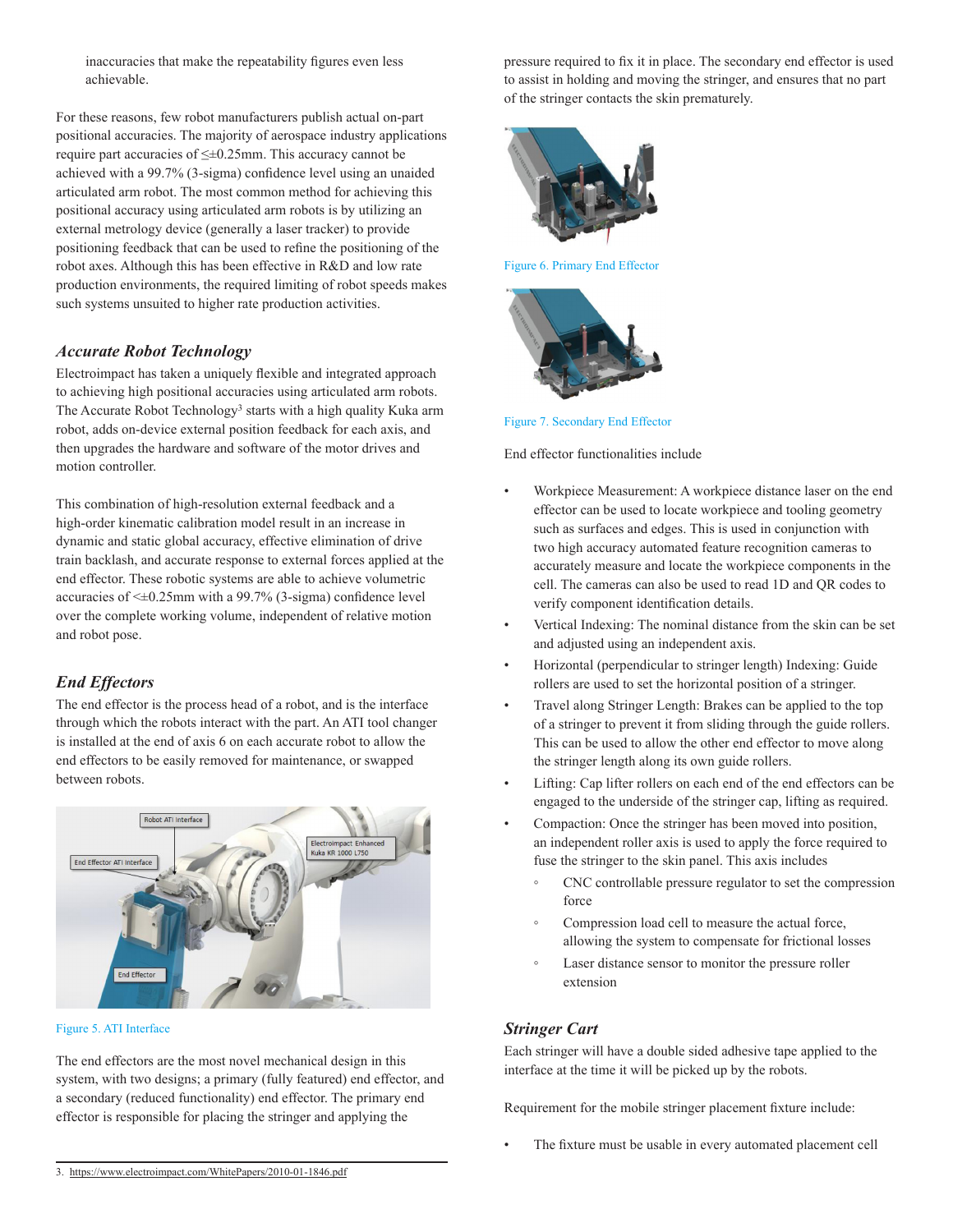inaccuracies that make the repeatability figures even less achievable.

For these reasons, few robot manufacturers publish actual on-part positional accuracies. The majority of aerospace industry applications require part accuracies of ≤±0.25mm. This accuracy cannot be achieved with a 99.7% (3-sigma) confidence level using an unaided articulated arm robot. The most common method for achieving this positional accuracy using articulated arm robots is by utilizing an external metrology device (generally a laser tracker) to provide positioning feedback that can be used to refine the positioning of the robot axes. Although this has been effective in R&D and low rate production environments, the required limiting of robot speeds makes such systems unsuited to higher rate production activities.

### *Accurate Robot Technology*

Electroimpact has taken a uniquely flexible and integrated approach to achieving high positional accuracies using articulated arm robots. The Accurate Robot Technology[3] starts with a high quality Kuka arm robot, adds on-device external position feedback for each axis, and then upgrades the hardware and software of the motor drives and motion controller.

This combination of high-resolution external feedback and a high-order kinematic calibration model result in an increase in dynamic and static global accuracy, effective elimination of drive train backlash, and accurate response to external forces applied at the end effector. These robotic systems are able to achieve volumetric accuracies of <±0.25mm with a 99.7% (3-sigma) confidence level over the complete working volume, independent of relative motion and robot pose.

### *End Effectors*

The end effector is the process head of a robot, and is the interface through which the robots interact with the part. An ATI tool changer is installed at the end of axis 6 on each accurate robot to allow the end effectors to be easily removed for maintenance, or swapped between robots.

Figure 5. ATI Interface

The end effectors are the most novel mechanical design in this system, with two designs; a primary (fully featured) end effector, and a secondary (reduced functionality) end effector. The primary end effector is responsible for placing the stringer and applying the pressure required to fix it in place. The secondary end effector is used to assist in holding and moving the stringer, and ensures that no part of the stringer contacts the skin prematurely.

Figure 6. Primary End Effector

Figure 7. Secondary End Effector

End effector functionalities include

- Workpiece Measurement: A workpiece distance laser on the end effector can be used to locate workpiece and tooling geometry such as surfaces and edges. This is used in conjunction with two high accuracy automated feature recognition cameras to accurately measure and locate the workpiece components in the cell. The cameras can also be used to read 1D and QR codes to verify component identification details.
- Vertical Indexing: The nominal distance from the skin can be set and adjusted using an independent axis.
- Horizontal (perpendicular to stringer length) Indexing: Guide rollers are used to set the horizontal position of a stringer.
- Travel along Stringer Length: Brakes can be applied to the top of a stringer to prevent it from sliding through the guide rollers. This can be used to allow the other end effector to move along the stringer length along its own guide rollers.
- Lifting: Cap lifter rollers on each end of the end effectors can be engaged to the underside of the stringer cap, lifting as required.
- Compaction: Once the stringer has been moved into position, an independent roller axis is used to apply the force required to fuse the stringer to the skin panel. This axis includes
    - CNC controllable pressure regulator to set the compression force
    - Compression load cell to measure the actual force, allowing the system to compensate for frictional losses
    - Laser distance sensor to monitor the pressure roller extension

### *Stringer Cart*

Each stringer will have a double sided adhesive tape applied to the interface at the time it will be picked up by the robots.

Requirement for the mobile stringer placement fixture include:

- The fixture must be usable in every automated placement cell

3. https://www.electroimpact.com/WhitePapers/2010-01-1846.pdf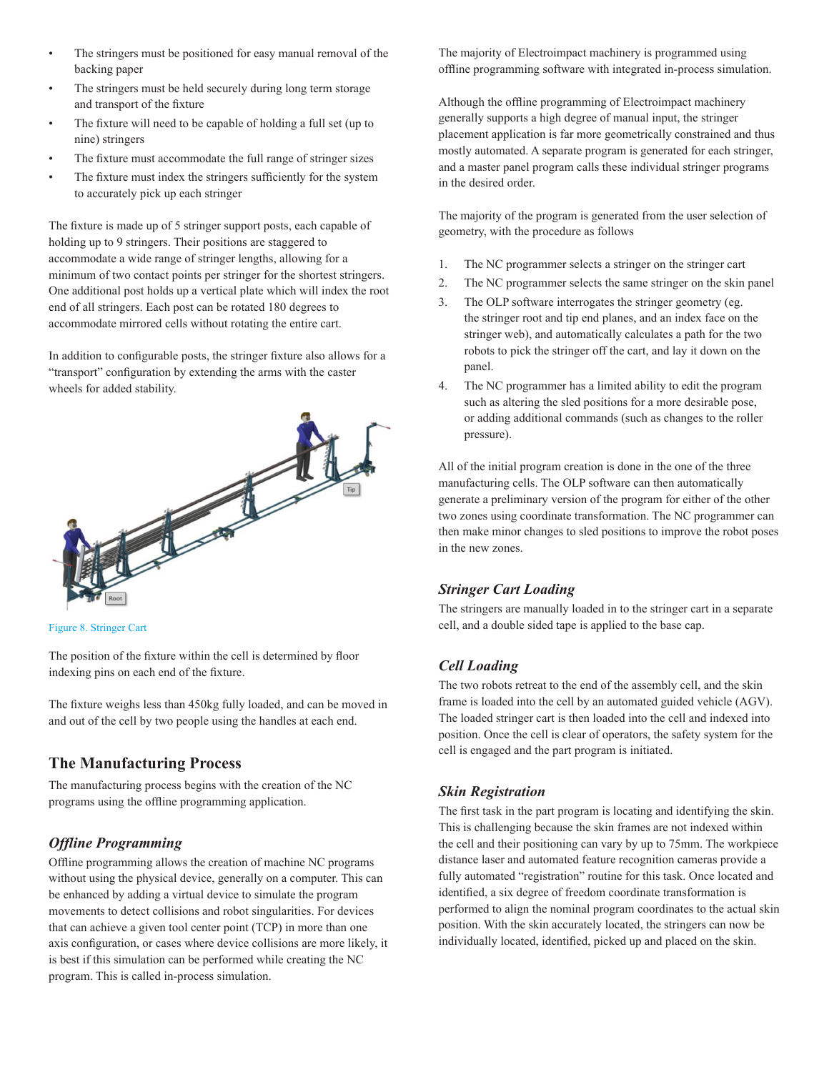- The stringers must be positioned for easy manual removal of the backing paper
- The stringers must be held securely during long term storage and transport of the fixture
- The fixture will need to be capable of holding a full set (up to nine) stringers
- The fixture must accommodate the full range of stringer sizes
- The fixture must index the stringers sufficiently for the system to accurately pick up each stringer

The fixture is made up of 5 stringer support posts, each capable of holding up to 9 stringers. Their positions are staggered to accommodate a wide range of stringer lengths, allowing for a minimum of two contact points per stringer for the shortest stringers. One additional post holds up a vertical plate which will index the root end of all stringers. Each post can be rotated 180 degrees to accommodate mirrored cells without rotating the entire cart.

In addition to configurable posts, the stringer fixture also allows for a "transport" configuration by extending the arms with the caster wheels for added stability.

Tip

Root

Figure 8. Stringer Cart

The position of the fixture within the cell is determined by floor indexing pins on each end of the fixture.

The fixture weighs less than 450kg fully loaded, and can be moved in and out of the cell by two people using the handles at each end.

## The Manufacturing Process

The manufacturing process begins with the creation of the NC programs using the offline programming application.

### *Offline Programming*

Offline programming allows the creation of machine NC programs without using the physical device, generally on a computer. This can be enhanced by adding a virtual device to simulate the program movements to detect collisions and robot singularities. For devices that can achieve a given tool center point (TCP) in more than one axis configuration, or cases where device collisions are more likely, it is best if this simulation can be performed while creating the NC program. This is called in-process simulation.

The majority of Electroimpact machinery is programmed using offline programming software with integrated in-process simulation.

Although the offline programming of Electroimpact machinery generally supports a high degree of manual input, the stringer placement application is far more geometrically constrained and thus mostly automated. A separate program is generated for each stringer, and a master panel program calls these individual stringer programs in the desired order.

The majority of the program is generated from the user selection of geometry, with the procedure as follows

1. The NC programmer selects a stringer on the stringer cart
2. The NC programmer selects the same stringer on the skin panel
3. The OLP software interrogates the stringer geometry (eg. the stringer root and tip end planes, and an index face on the stringer web), and automatically calculates a path for the two robots to pick the stringer off the cart, and lay it down on the panel.
4. The NC programmer has a limited ability to edit the program such as altering the sled positions for a more desirable pose, or adding additional commands (such as changes to the roller pressure).

All of the initial program creation is done in the one of the three manufacturing cells. The OLP software can then automatically generate a preliminary version of the program for either of the other two zones using coordinate transformation. The NC programmer can then make minor changes to sled positions to improve the robot poses in the new zones.

### *Stringer Cart Loading*

The stringers are manually loaded in to the stringer cart in a separate cell, and a double sided tape is applied to the base cap.

### *Cell Loading*

The two robots retreat to the end of the assembly cell, and the skin frame is loaded into the cell by an automated guided vehicle (AGV). The loaded stringer cart is then loaded into the cell and indexed into position. Once the cell is clear of operators, the safety system for the cell is engaged and the part program is initiated.

### *Skin Registration*

The first task in the part program is locating and identifying the skin. This is challenging because the skin frames are not indexed within the cell and their positioning can vary by up to 75mm. The workpiece distance laser and automated feature recognition cameras provide a fully automated "registration" routine for this task. Once located and identified, a six degree of freedom coordinate transformation is performed to align the nominal program coordinates to the actual skin position. With the skin accurately located, the stringers can now be individually located, identified, picked up and placed on the skin.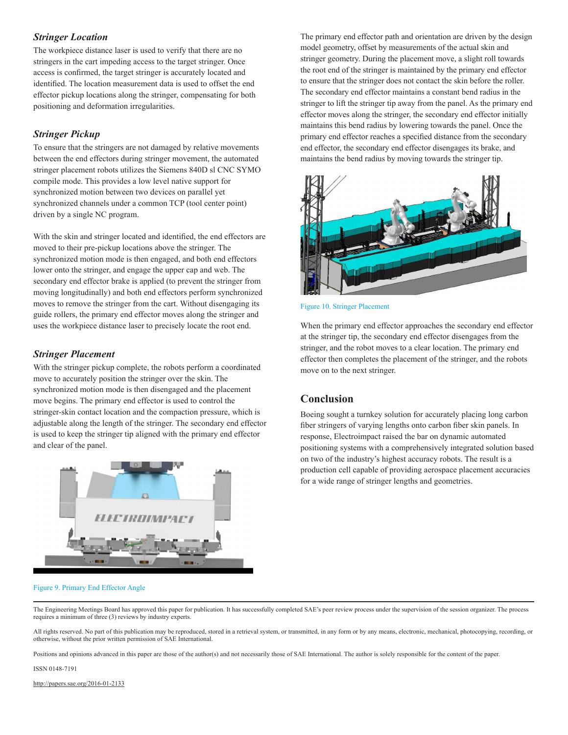### *Stringer Location*

The workpiece distance laser is used to verify that there are no stringers in the cart impeding access to the target stringer. Once access is confirmed, the target stringer is accurately located and identified. The location measurement data is used to offset the end effector pickup locations along the stringer, compensating for both positioning and deformation irregularities.

### *Stringer Pickup*

To ensure that the stringers are not damaged by relative movements between the end effectors during stringer movement, the automated stringer placement robots utilizes the Siemens 840D sl CNC SYMO compile mode. This provides a low level native support for synchronized motion between two devices on parallel yet synchronized channels under a common TCP (tool center point) driven by a single NC program.

With the skin and stringer located and identified, the end effectors are moved to their pre-pickup locations above the stringer. The synchronized motion mode is then engaged, and both end effectors lower onto the stringer, and engage the upper cap and web. The secondary end effector brake is applied (to prevent the stringer from moving longitudinally) and both end effectors perform synchronized moves to remove the stringer from the cart. Without disengaging its guide rollers, the primary end effector moves along the stringer and uses the workpiece distance laser to precisely locate the root end.

### *Stringer Placement*

With the stringer pickup complete, the robots perform a coordinated move to accurately position the stringer over the skin. The synchronized motion mode is then disengaged and the placement move begins. The primary end effector is used to control the stringer-skin contact location and the compaction pressure, which is adjustable along the length of the stringer. The secondary end effector is used to keep the stringer tip aligned with the primary end effector and clear of the panel.

Figure 9. Primary End Effector Angle

The primary end effector path and orientation are driven by the design model geometry, offset by measurements of the actual skin and stringer geometry. During the placement move, a slight roll towards the root end of the stringer is maintained by the primary end effector to ensure that the stringer does not contact the skin before the roller. The secondary end effector maintains a constant bend radius in the stringer to lift the stringer tip away from the panel. As the primary end effector moves along the stringer, the secondary end effector initially maintains this bend radius by lowering towards the panel. Once the primary end effector reaches a specified distance from the secondary end effector, the secondary end effector disengages its brake, and maintains the bend radius by moving towards the stringer tip.

Figure 10. Stringer Placement

When the primary end effector approaches the secondary end effector at the stringer tip, the secondary end effector disengages from the stringer, and the robot moves to a clear location. The primary end effector then completes the placement of the stringer, and the robots move on to the next stringer.

## Conclusion

Boeing sought a turnkey solution for accurately placing long carbon fiber stringers of varying lengths onto carbon fiber skin panels. In response, Electroimpact raised the bar on dynamic automated positioning systems with a comprehensively integrated solution based on two of the industry's highest accuracy robots. The result is a production cell capable of providing aerospace placement accuracies for a wide range of stringer lengths and geometries.

---

The Engineering Meetings Board has approved this paper for publication. It has successfully completed SAE's peer review process under the supervision of the session organizer. The process requires a minimum of three (3) reviews by industry experts.

All rights reserved. No part of this publication may be reproduced, stored in a retrieval system, or transmitted, in any form or by any means, electronic, mechanical, photocopying, recording, or otherwise, without the prior written permission of SAE International.

Positions and opinions advanced in this paper are those of the author(s) and not necessarily those of SAE International. The author is solely responsible for the content of the paper.

ISSN 0148-7191

http://papers.sae.org/2016-01-2133